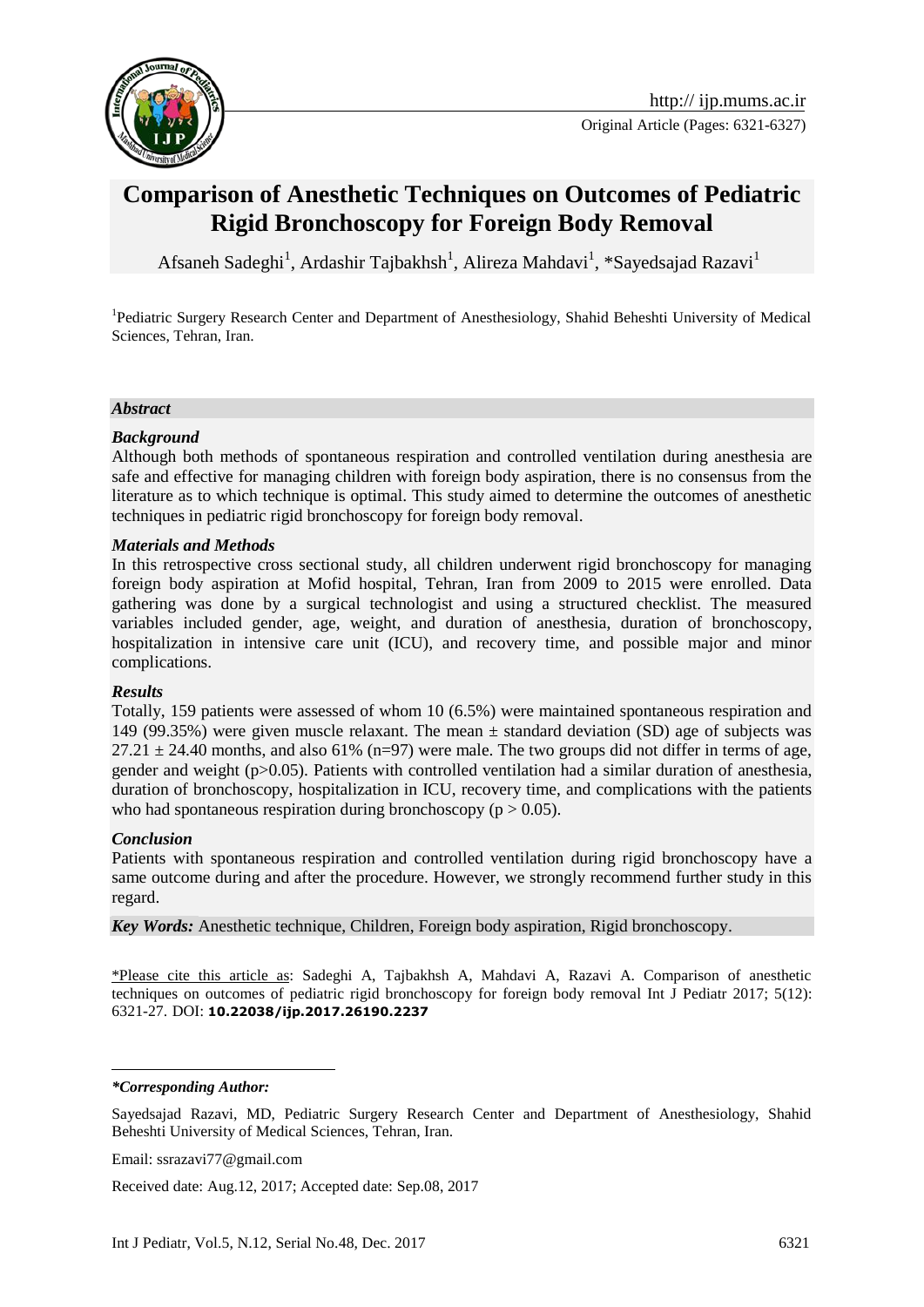# Comparison of Anesthetic Techniques on Outcomes of Pediatric Rigid Bronchoscopy for Foreign Body Removal

Afsaneh Sadeghi[1], Ardashir Tajbakhsh[1], Alireza Mahdavi[1], *Sayedsajad Razavi[1]

[1]Pediatric Surgery Research Center and Department of Anesthesiology, Shahid Beheshti University of Medical Sciences, Tehran, Iran.

### *Abstract*

#### *Background*

Although both methods of spontaneous respiration and controlled ventilation during anesthesia are safe and effective for managing children with foreign body aspiration, there is no consensus from the literature as to which technique is optimal. This study aimed to determine the outcomes of anesthetic techniques in pediatric rigid bronchoscopy for foreign body removal.

#### *Materials and Methods*

In this retrospective cross sectional study, all children underwent rigid bronchoscopy for managing foreign body aspiration at Mofid hospital, Tehran, Iran from 2009 to 2015 were enrolled. Data gathering was done by a surgical technologist and using a structured checklist. The measured variables included gender, age, weight, and duration of anesthesia, duration of bronchoscopy, hospitalization in intensive care unit (ICU), and recovery time, and possible major and minor complications.

#### *Results*

Totally, 159 patients were assessed of whom 10 (6.5%) were maintained spontaneous respiration and 149 (99.35%) were given muscle relaxant. The mean ± standard deviation (SD) age of subjects was 27.21 ± 24.40 months, and also 61% (n=97) were male. The two groups did not differ in terms of age, gender and weight ($p>0.05$). Patients with controlled ventilation had a similar duration of anesthesia, duration of bronchoscopy, hospitalization in ICU, recovery time, and complications with the patients who had spontaneous respiration during bronchoscopy ($p > 0.05$).

#### *Conclusion*

Patients with spontaneous respiration and controlled ventilation during rigid bronchoscopy have a same outcome during and after the procedure. However, we strongly recommend further study in this regard.

***Key Words:*** Anesthetic technique, Children, Foreign body aspiration, Rigid bronchoscopy.

*Please cite this article as: Sadeghi A, Tajbakhsh A, Mahdavi A, Razavi A. Comparison of anesthetic techniques on outcomes of pediatric rigid bronchoscopy for foreign body removal Int J Pediatr 2017; 5(12): 6321-27. DOI: **10.22038/ijp.2017.26190.2237**

***\*Corresponding Author:***

Sayedsajad Razavi, MD, Pediatric Surgery Research Center and Department of Anesthesiology, Shahid Beheshti University of Medical Sciences, Tehran, Iran.

Email: ssrazavi77@gmail.com

Received date: Aug.12, 2017; Accepted date: Sep.08, 2017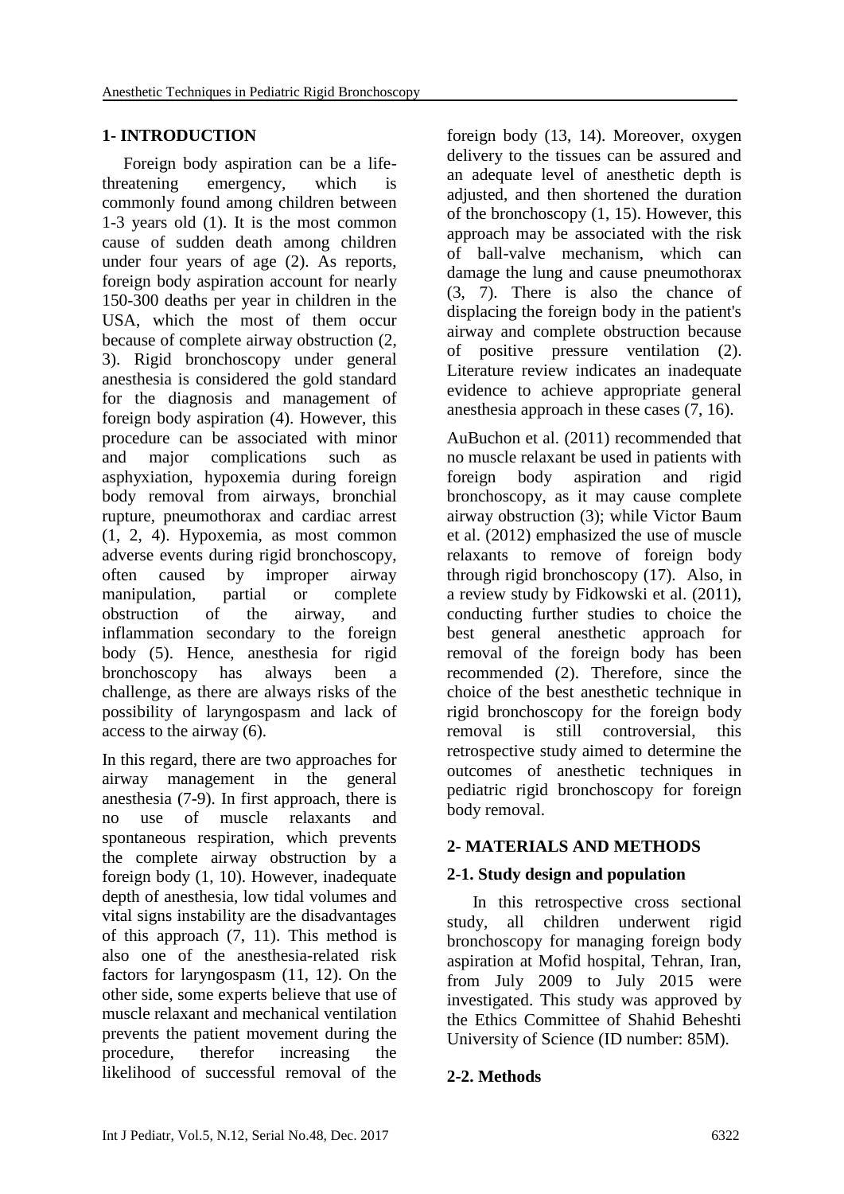## 1- INTRODUCTION

Foreign body aspiration can be a life-threatening emergency, which is commonly found among children between 1-3 years old (1). It is the most common cause of sudden death among children under four years of age (2). As reports, foreign body aspiration account for nearly 150-300 deaths per year in children in the USA, which the most of them occur because of complete airway obstruction (2, 3). Rigid bronchoscopy under general anesthesia is considered the gold standard for the diagnosis and management of foreign body aspiration (4). However, this procedure can be associated with minor and major complications such as asphyxiation, hypoxemia during foreign body removal from airways, bronchial rupture, pneumothorax and cardiac arrest (1, 2, 4). Hypoxemia, as most common adverse events during rigid bronchoscopy, often caused by improper airway manipulation, partial or complete obstruction of the airway, and inflammation secondary to the foreign body (5). Hence, anesthesia for rigid bronchoscopy has always been a challenge, as there are always risks of the possibility of laryngospasm and lack of access to the airway (6).

In this regard, there are two approaches for airway management in the general anesthesia (7-9). In first approach, there is no use of muscle relaxants and spontaneous respiration, which prevents the complete airway obstruction by a foreign body (1, 10). However, inadequate depth of anesthesia, low tidal volumes and vital signs instability are the disadvantages of this approach (7, 11). This method is also one of the anesthesia-related risk factors for laryngospasm (11, 12). On the other side, some experts believe that use of muscle relaxant and mechanical ventilation prevents the patient movement during the procedure, therefor increasing the likelihood of successful removal of the foreign body (13, 14). Moreover, oxygen delivery to the tissues can be assured and an adequate level of anesthetic depth is adjusted, and then shortened the duration of the bronchoscopy (1, 15). However, this approach may be associated with the risk of ball-valve mechanism, which can damage the lung and cause pneumothorax (3, 7). There is also the chance of displacing the foreign body in the patient's airway and complete obstruction because of positive pressure ventilation (2). Literature review indicates an inadequate evidence to achieve appropriate general anesthesia approach in these cases (7, 16).

AuBuchon et al. (2011) recommended that no muscle relaxant be used in patients with foreign body aspiration and rigid bronchoscopy, as it may cause complete airway obstruction (3); while Victor Baum et al. (2012) emphasized the use of muscle relaxants to remove of foreign body through rigid bronchoscopy (17). Also, in a review study by Fidkowski et al. (2011), conducting further studies to choice the best general anesthetic approach for removal of the foreign body has been recommended (2). Therefore, since the choice of the best anesthetic technique in rigid bronchoscopy for the foreign body removal is still controversial, this retrospective study aimed to determine the outcomes of anesthetic techniques in pediatric rigid bronchoscopy for foreign body removal.

## 2- MATERIALS AND METHODS

### 2-1. Study design and population

In this retrospective cross sectional study, all children underwent rigid bronchoscopy for managing foreign body aspiration at Mofid hospital, Tehran, Iran, from July 2009 to July 2015 were investigated. This study was approved by the Ethics Committee of Shahid Beheshti University of Science (ID number: 85M).

### 2-2. Methods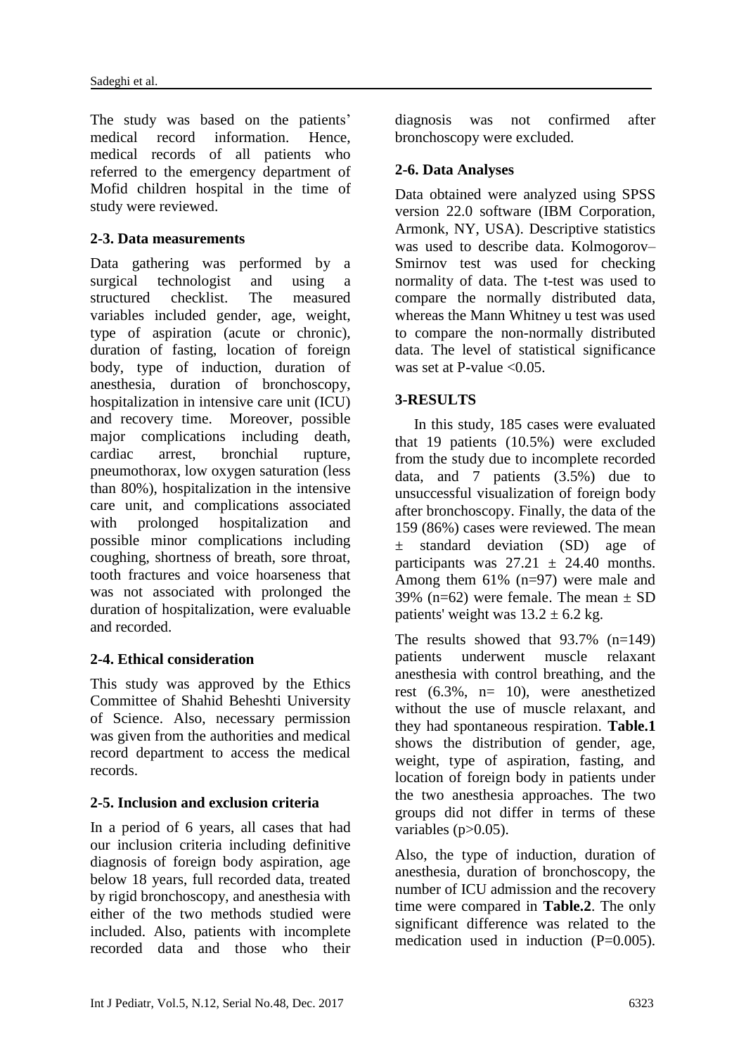The study was based on the patients' medical record information. Hence, medical records of all patients who referred to the emergency department of Mofid children hospital in the time of study were reviewed.

### 2-3. Data measurements

Data gathering was performed by a surgical technologist and using a structured checklist. The measured variables included gender, age, weight, type of aspiration (acute or chronic), duration of fasting, location of foreign body, type of induction, duration of anesthesia, duration of bronchoscopy, hospitalization in intensive care unit (ICU) and recovery time. Moreover, possible major complications including death, cardiac arrest, bronchial rupture, pneumothorax, low oxygen saturation (less than 80%), hospitalization in the intensive care unit, and complications associated with prolonged hospitalization and possible minor complications including coughing, shortness of breath, sore throat, tooth fractures and voice hoarseness that was not associated with prolonged the duration of hospitalization, were evaluable and recorded.

### 2-4. Ethical consideration

This study was approved by the Ethics Committee of Shahid Beheshti University of Science. Also, necessary permission was given from the authorities and medical record department to access the medical records.

### 2-5. Inclusion and exclusion criteria

In a period of 6 years, all cases that had our inclusion criteria including definitive diagnosis of foreign body aspiration, age below 18 years, full recorded data, treated by rigid bronchoscopy, and anesthesia with either of the two methods studied were included. Also, patients with incomplete recorded data and those who their diagnosis was not confirmed after bronchoscopy were excluded.

### 2-6. Data Analyses

Data obtained were analyzed using SPSS version 22.0 software (IBM Corporation, Armonk, NY, USA). Descriptive statistics was used to describe data. Kolmogorov–Smirnov test was used for checking normality of data. The t-test was used to compare the normally distributed data, whereas the Mann Whitney u test was used to compare the non-normally distributed data. The level of statistical significance was set at P-value <0.05.

## 3-RESULTS

In this study, 185 cases were evaluated that 19 patients (10.5%) were excluded from the study due to incomplete recorded data, and 7 patients (3.5%) due to unsuccessful visualization of foreign body after bronchoscopy. Finally, the data of the 159 (86%) cases were reviewed. The mean ± standard deviation (SD) age of participants was 27.21 ± 24.40 months. Among them 61% (n=97) were male and 39% (n=62) were female. The mean ± SD patients' weight was 13.2 ± 6.2 kg.

The results showed that 93.7% (n=149) patients underwent muscle relaxant anesthesia with control breathing, and the rest (6.3%, n= 10), were anesthetized without the use of muscle relaxant, and they had spontaneous respiration. **Table.1** shows the distribution of gender, age, weight, type of aspiration, fasting, and location of foreign body in patients under the two anesthesia approaches. The two groups did not differ in terms of these variables (p>0.05).

Also, the type of induction, duration of anesthesia, duration of bronchoscopy, the number of ICU admission and the recovery time were compared in **Table.2**. The only significant difference was related to the medication used in induction (P=0.005).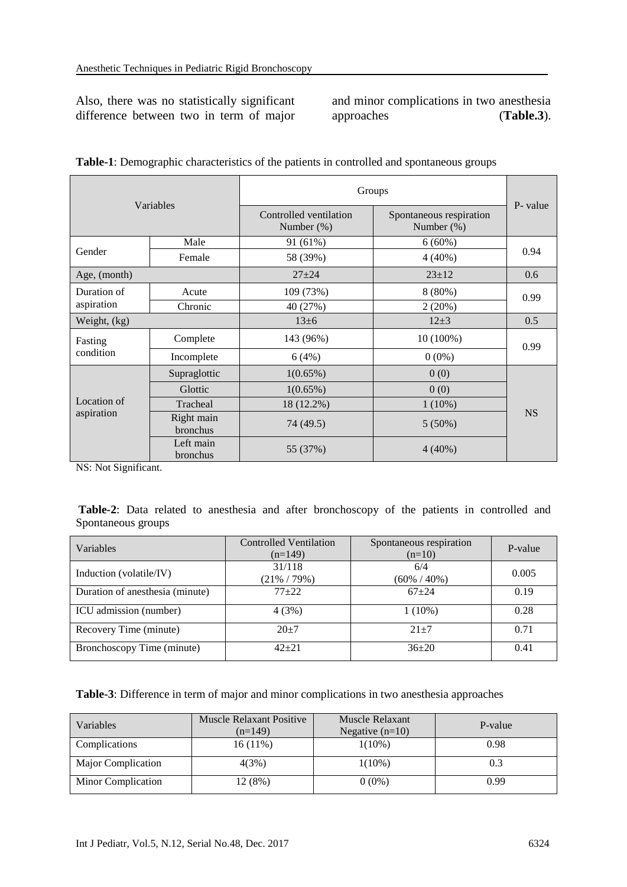Also, there was no statistically significant difference between two in term of major and minor complications in two anesthesia approaches (**Table.3**).

**Table-1**: Demographic characteristics of the patients in controlled and spontaneous groups

| Variables | | Groups | | P- value |
|---|---|---|---|---|
| | | Controlled ventilation Number (%) | Spontaneous respiration Number (%) | |
| Gender | Male | 91 (61%) | 6 (60%) | 0.94 |
| | Female | 58 (39%) | 4 (40%) | |
| Age, (month) | | 27±24 | 23±12 | 0.6 |
| Duration of aspiration | Acute | 109 (73%) | 8 (80%) | 0.99 |
| | Chronic | 40 (27%) | 2 (20%) | |
| Weight, (kg) | | 13±6 | 12±3 | 0.5 |
| Fasting condition | Complete | 143 (96%) | 10 (100%) | 0.99 |
| | Incomplete | 6 (4%) | 0 (0%) | |
| Location of aspiration | Supraglottic | 1(0.65%) | 0 (0) | NS |
| | Glottic | 1(0.65%) | 0 (0) | |
| | Tracheal | 18 (12.2%) | 1 (10%) | |
| | Right main bronchus | 74 (49.5) | 5 (50%) | |
| | Left main bronchus | 55 (37%) | 4 (40%) | |

NS: Not Significant.

**Table-2**: Data related to anesthesia and after bronchoscopy of the patients in controlled and Spontaneous groups

| Variables | Controlled Ventilation (n=149) | Spontaneous respiration (n=10) | P-value |
|---|---|---|---|
| Induction (volatile/IV) | 31/118 (21% / 79%) | 6/4 (60% / 40%) | 0.005 |
| Duration of anesthesia (minute) | 77±22 | 67±24 | 0.19 |
| ICU admission (number) | 4 (3%) | 1 (10%) | 0.28 |
| Recovery Time (minute) | 20±7 | 21±7 | 0.71 |
| Bronchoscopy Time (minute) | 42±21 | 36±20 | 0.41 |

**Table-3**: Difference in term of major and minor complications in two anesthesia approaches

| Variables | Muscle Relaxant Positive (n=149) | Muscle Relaxant Negative (n=10) | P-value |
|---|---|---|---|
| Complications | 16 (11%) | 1(10%) | 0.98 |
| Major Complication | 4(3%) | 1(10%) | 0.3 |
| Minor Complication | 12 (8%) | 0 (0%) | 0.99 |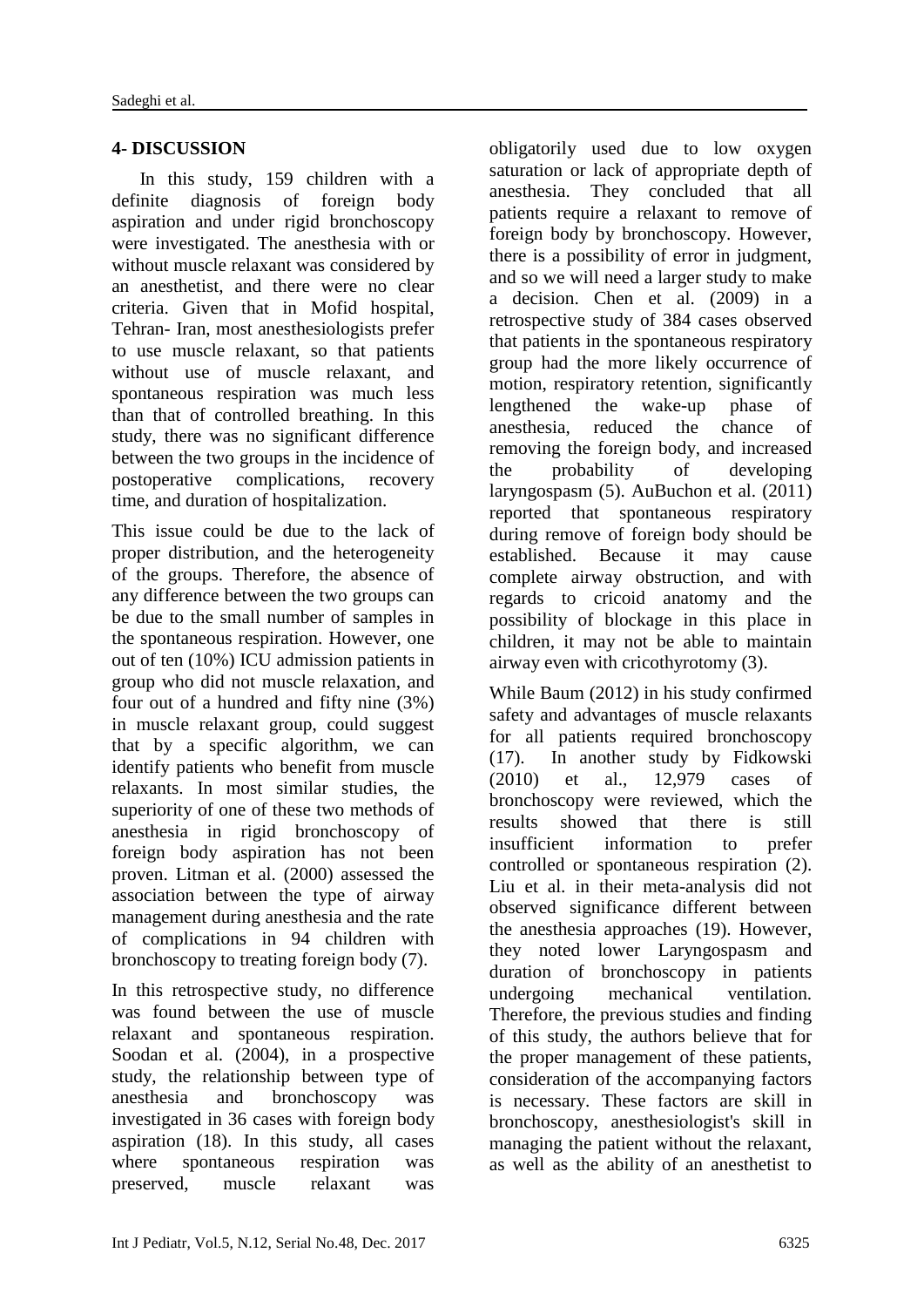## 4- DISCUSSION

In this study, 159 children with a definite diagnosis of foreign body aspiration and under rigid bronchoscopy were investigated. The anesthesia with or without muscle relaxant was considered by an anesthetist, and there were no clear criteria. Given that in Mofid hospital, Tehran- Iran, most anesthesiologists prefer to use muscle relaxant, so that patients without use of muscle relaxant, and spontaneous respiration was much less than that of controlled breathing. In this study, there was no significant difference between the two groups in the incidence of postoperative complications, recovery time, and duration of hospitalization.

This issue could be due to the lack of proper distribution, and the heterogeneity of the groups. Therefore, the absence of any difference between the two groups can be due to the small number of samples in the spontaneous respiration. However, one out of ten (10%) ICU admission patients in group who did not muscle relaxation, and four out of a hundred and fifty nine (3%) in muscle relaxant group, could suggest that by a specific algorithm, we can identify patients who benefit from muscle relaxants. In most similar studies, the superiority of one of these two methods of anesthesia in rigid bronchoscopy of foreign body aspiration has not been proven. Litman et al. (2000) assessed the association between the type of airway management during anesthesia and the rate of complications in 94 children with bronchoscopy to treating foreign body (7).

In this retrospective study, no difference was found between the use of muscle relaxant and spontaneous respiration. Soodan et al. (2004), in a prospective study, the relationship between type of anesthesia and bronchoscopy was investigated in 36 cases with foreign body aspiration (18). In this study, all cases where spontaneous respiration was preserved, muscle relaxant was obligatorily used due to low oxygen saturation or lack of appropriate depth of anesthesia. They concluded that all patients require a relaxant to remove of foreign body by bronchoscopy. However, there is a possibility of error in judgment, and so we will need a larger study to make a decision. Chen et al. (2009) in a retrospective study of 384 cases observed that patients in the spontaneous respiratory group had the more likely occurrence of motion, respiratory retention, significantly lengthened the wake-up phase of anesthesia, reduced the chance of removing the foreign body, and increased the probability of developing laryngospasm (5). AuBuchon et al. (2011) reported that spontaneous respiratory during remove of foreign body should be established. Because it may cause complete airway obstruction, and with regards to cricoid anatomy and the possibility of blockage in this place in children, it may not be able to maintain airway even with cricothyrotomy (3).

While Baum (2012) in his study confirmed safety and advantages of muscle relaxants for all patients required bronchoscopy (17). In another study by Fidkowski (2010) et al., 12,979 cases of bronchoscopy were reviewed, which the results showed that there is still insufficient information to prefer controlled or spontaneous respiration (2). Liu et al. in their meta-analysis did not observed significance different between the anesthesia approaches (19). However, they noted lower Laryngospasm and duration of bronchoscopy in patients undergoing mechanical ventilation. Therefore, the previous studies and finding of this study, the authors believe that for the proper management of these patients, consideration of the accompanying factors is necessary. These factors are skill in bronchoscopy, anesthesiologist's skill in managing the patient without the relaxant, as well as the ability of an anesthetist to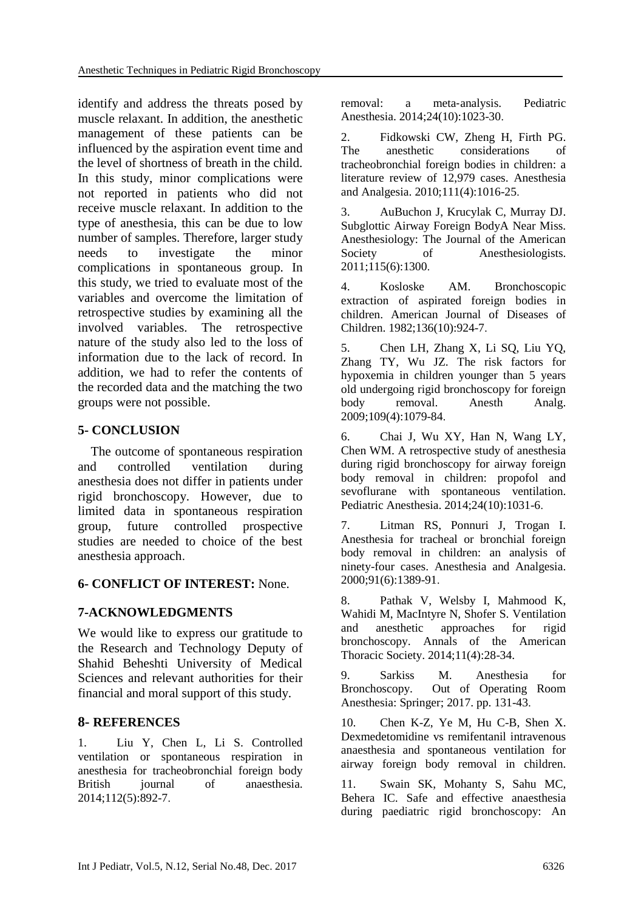identify and address the threats posed by muscle relaxant. In addition, the anesthetic management of these patients can be influenced by the aspiration event time and the level of shortness of breath in the child. In this study, minor complications were not reported in patients who did not receive muscle relaxant. In addition to the type of anesthesia, this can be due to low number of samples. Therefore, larger study needs to investigate the minor complications in spontaneous group. In this study, we tried to evaluate most of the variables and overcome the limitation of retrospective studies by examining all the involved variables. The retrospective nature of the study also led to the loss of information due to the lack of record. In addition, we had to refer the contents of the recorded data and the matching the two groups were not possible.

## 5- CONCLUSION

The outcome of spontaneous respiration and controlled ventilation during anesthesia does not differ in patients under rigid bronchoscopy. However, due to limited data in spontaneous respiration group, future controlled prospective studies are needed to choice of the best anesthesia approach.

## 6- CONFLICT OF INTEREST: None.

## 7-ACKNOWLEDGMENTS

We would like to express our gratitude to the Research and Technology Deputy of Shahid Beheshti University of Medical Sciences and relevant authorities for their financial and moral support of this study.

## 8- REFERENCES

1. Liu Y, Chen L, Li S. Controlled ventilation or spontaneous respiration in anesthesia for tracheobronchial foreign body removal: a meta-analysis. British journal of anaesthesia. 2014;112(5):892-7.

2. Fidkowski CW, Zheng H, Firth PG. The anesthetic considerations of tracheobronchial foreign bodies in children: a literature review of 12,979 cases. Anesthesia and Analgesia. 2010;111(4):1016-25.

3. AuBuchon J, Krucylak C, Murray DJ. Subglottic Airway Foreign BodyA Near Miss. Anesthesiology: The Journal of the American Society of Anesthesiologists. 2011;115(6):1300.

4. Kosloske AM. Bronchoscopic extraction of aspirated foreign bodies in children. American Journal of Diseases of Children. 1982;136(10):924-7.

5. Chen LH, Zhang X, Li SQ, Liu YQ, Zhang TY, Wu JZ. The risk factors for hypoxemia in children younger than 5 years old undergoing rigid bronchoscopy for foreign body removal. Anesth Analg. 2009;109(4):1079-84.

6. Chai J, Wu XY, Han N, Wang LY, Chen WM. A retrospective study of anesthesia during rigid bronchoscopy for airway foreign body removal in children: propofol and sevoflurane with spontaneous ventilation. Pediatric Anesthesia. 2014;24(10):1031-6.

7. Litman RS, Ponnuri J, Trogan I. Anesthesia for tracheal or bronchial foreign body removal in children: an analysis of ninety-four cases. Anesthesia and Analgesia. 2000;91(6):1389-91.

8. Pathak V, Welsby I, Mahmood K, Wahidi M, MacIntyre N, Shofer S. Ventilation and anesthetic approaches for rigid bronchoscopy. Annals of the American Thoracic Society. 2014;11(4):28-34.

9. Sarkiss M. Anesthesia for Bronchoscopy. Out of Operating Room Anesthesia: Springer; 2017. pp. 131-43.

10. Chen K-Z, Ye M, Hu C-B, Shen X. Dexmedetomidine vs remifentanil intravenous anaesthesia and spontaneous ventilation for airway foreign body removal in children.

11. Swain SK, Mohanty S, Sahu MC, Behera IC. Safe and effective anaesthesia during paediatric rigid bronchoscopy: An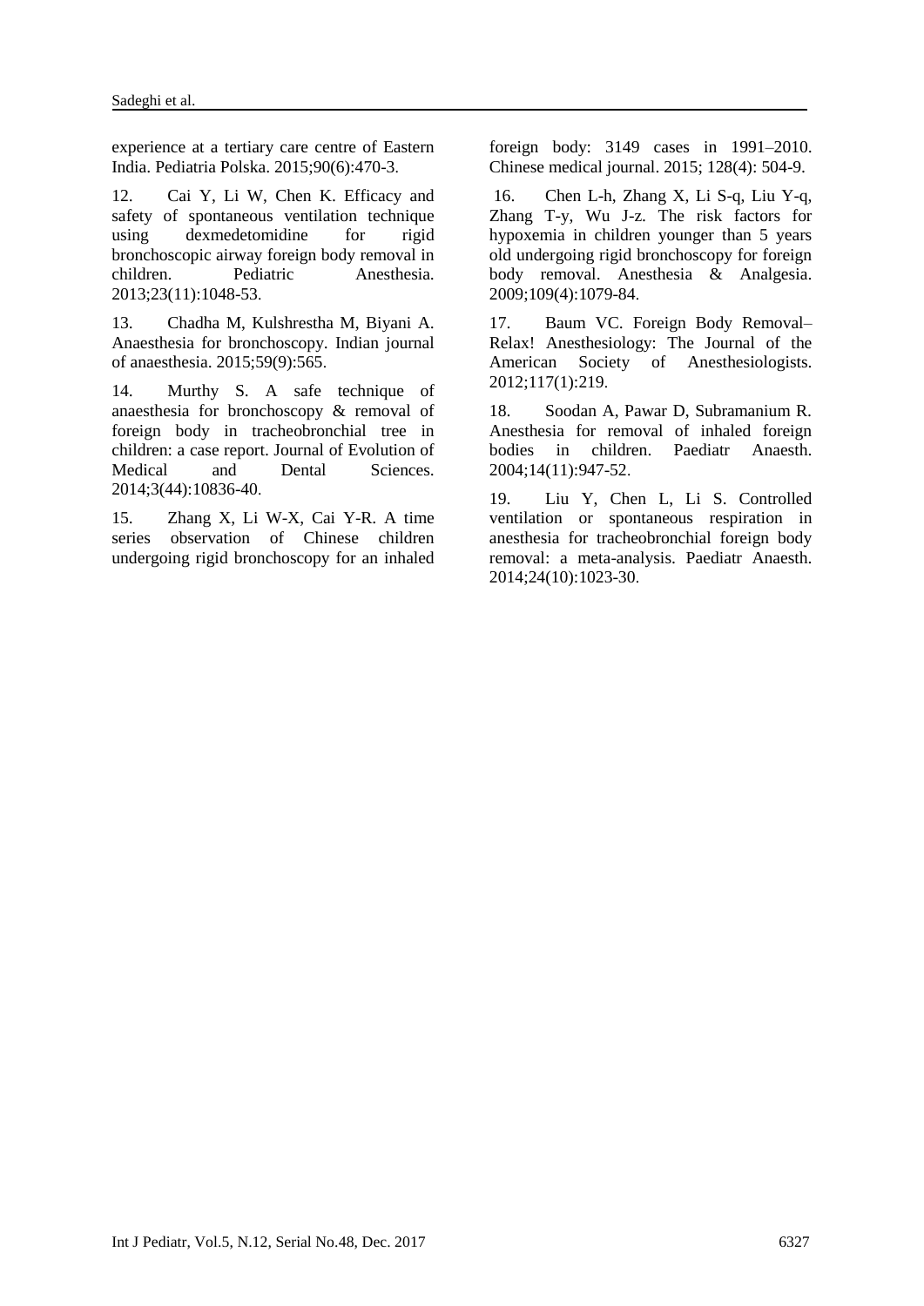experience at a tertiary care centre of Eastern India. Pediatria Polska. 2015;90(6):470-3.

12. Cai Y, Li W, Chen K. Efficacy and safety of spontaneous ventilation technique using dexmedetomidine for rigid bronchoscopic airway foreign body removal in children. Pediatric Anesthesia. 2013;23(11):1048-53.

13. Chadha M, Kulshrestha M, Biyani A. Anaesthesia for bronchoscopy. Indian journal of anaesthesia. 2015;59(9):565.

14. Murthy S. A safe technique of anaesthesia for bronchoscopy & removal of foreign body in tracheobronchial tree in children: a case report. Journal of Evolution of Medical and Dental Sciences. 2014;3(44):10836-40.

15. Zhang X, Li W-X, Cai Y-R. A time series observation of Chinese children undergoing rigid bronchoscopy for an inhaled foreign body: 3149 cases in 1991–2010. Chinese medical journal. 2015; 128(4): 504-9.

16. Chen L-h, Zhang X, Li S-q, Liu Y-q, Zhang T-y, Wu J-z. The risk factors for hypoxemia in children younger than 5 years old undergoing rigid bronchoscopy for foreign body removal. Anesthesia & Analgesia. 2009;109(4):1079-84.

17. Baum VC. Foreign Body Removal–Relax! Anesthesiology: The Journal of the American Society of Anesthesiologists. 2012;117(1):219.

18. Soodan A, Pawar D, Subramanium R. Anesthesia for removal of inhaled foreign bodies in children. Paediatr Anaesth. 2004;14(11):947-52.

19. Liu Y, Chen L, Li S. Controlled ventilation or spontaneous respiration in anesthesia for tracheobronchial foreign body removal: a meta-analysis. Paediatr Anaesth. 2014;24(10):1023-30.